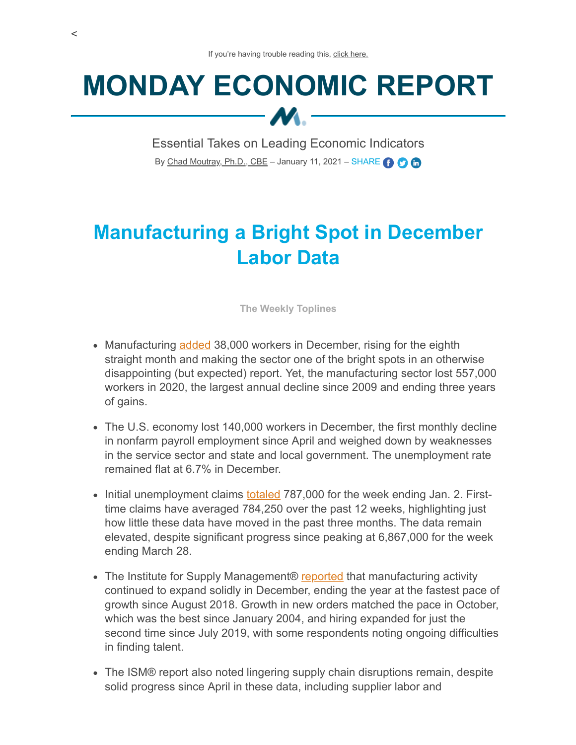<

If you're having trouble reading this, click here.

# MONDAY ECONOMIC REPORT

Essential Takes on Leading Economic Indicators

By Chad Moutray, Ph.D., CBE – January 11, 2021 – SHARE

## Manufacturing a Bright Spot in December Labor Data

**The Weekly Toplines**

- Manufacturing added 38,000 workers in December, rising for the eighth straight month and making the sector one of the bright spots in an otherwise disappointing (but expected) report. Yet, the manufacturing sector lost 557,000 workers in 2020, the largest annual decline since 2009 and ending three years of gains.
- The U.S. economy lost 140,000 workers in December, the first monthly decline in nonfarm payroll employment since April and weighed down by weaknesses in the service sector and state and local government. The unemployment rate remained flat at 6.7% in December.
- Initial unemployment claims totaled 787,000 for the week ending Jan. 2. First-time claims have averaged 784,250 over the past 12 weeks, highlighting just how little these data have moved in the past three months. The data remain elevated, despite significant progress since peaking at 6,867,000 for the week ending March 28.
- The Institute for Supply Management® reported that manufacturing activity continued to expand solidly in December, ending the year at the fastest pace of growth since August 2018. Growth in new orders matched the pace in October, which was the best since January 2004, and hiring expanded for just the second time since July 2019, with some respondents noting ongoing difficulties in finding talent.
- The ISM® report also noted lingering supply chain disruptions remain, despite solid progress since April in these data, including supplier labor and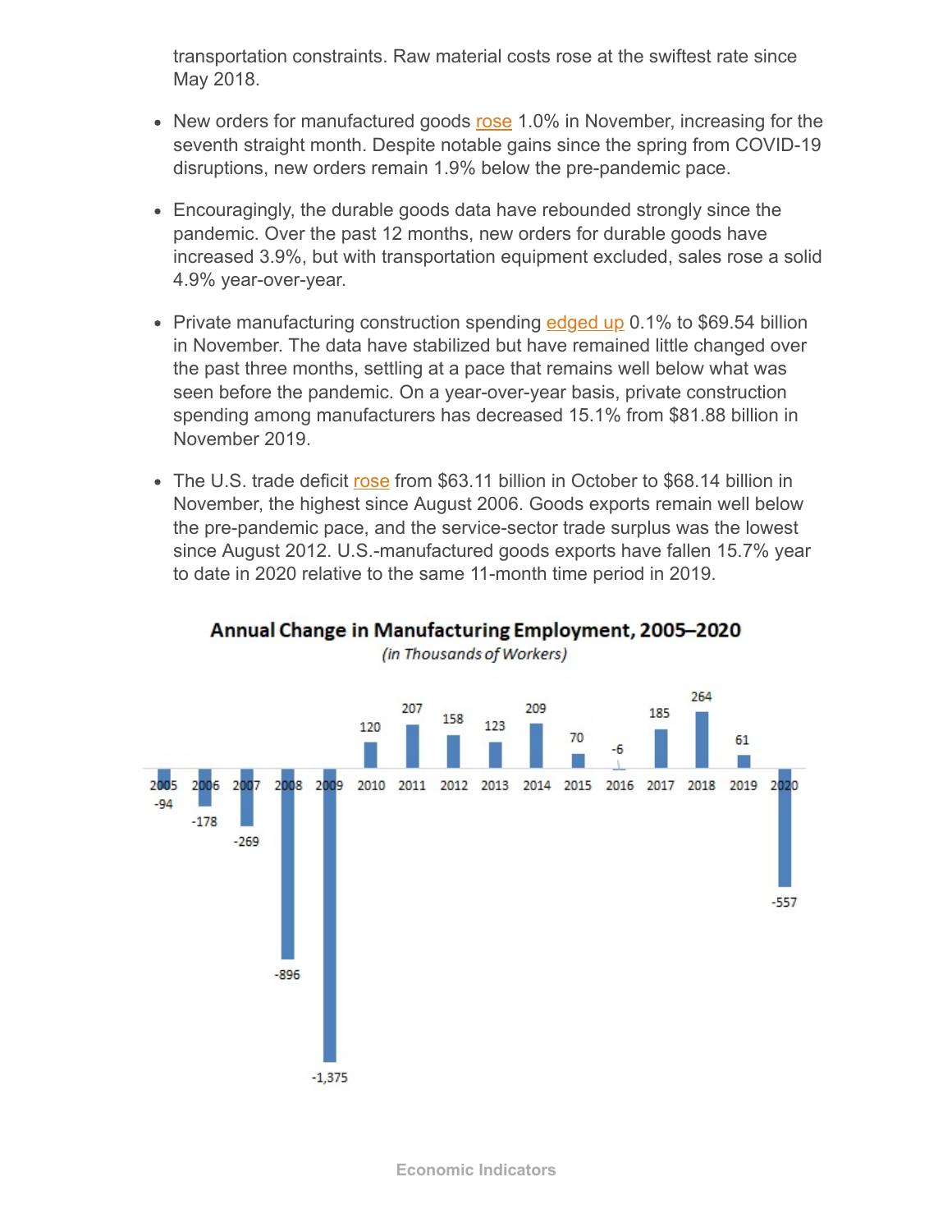transportation constraints. Raw material costs rose at the swiftest rate since May 2018.

- New orders for manufactured goods rose 1.0% in November, increasing for the seventh straight month. Despite notable gains since the spring from COVID-19 disruptions, new orders remain 1.9% below the pre-pandemic pace.
- Encouragingly, the durable goods data have rebounded strongly since the pandemic. Over the past 12 months, new orders for durable goods have increased 3.9%, but with transportation equipment excluded, sales rose a solid 4.9% year-over-year.
- Private manufacturing construction spending edged up 0.1% to $69.54 billion in November. The data have stabilized but have remained little changed over the past three months, settling at a pace that remains well below what was seen before the pandemic. On a year-over-year basis, private construction spending among manufacturers has decreased 15.1% from $81.88 billion in November 2019.
- The U.S. trade deficit rose from $63.11 billion in October to $68.14 billion in November, the highest since August 2006. Goods exports remain well below the pre-pandemic pace, and the service-sector trade surplus was the lowest since August 2012. U.S.-manufactured goods exports have fallen 15.7% year to date in 2020 relative to the same 11-month time period in 2019.

**Annual Change in Manufacturing Employment, 2005–2020**

*(in Thousands of Workers)*

| Year | Change |
|---|---|
| 2005 | -94 |
| 2006 | -178 |
| 2007 | -269 |
| 2008 | -896 |
| 2009 | -1,375 |
| 2010 | 120 |
| 2011 | 207 |
| 2012 | 158 |
| 2013 | 123 |
| 2014 | 209 |
| 2015 | 70 |
| 2016 | -6 |
| 2017 | 185 |
| 2018 | 264 |
| 2019 | 61 |
| 2020 | -557 |

## Economic Indicators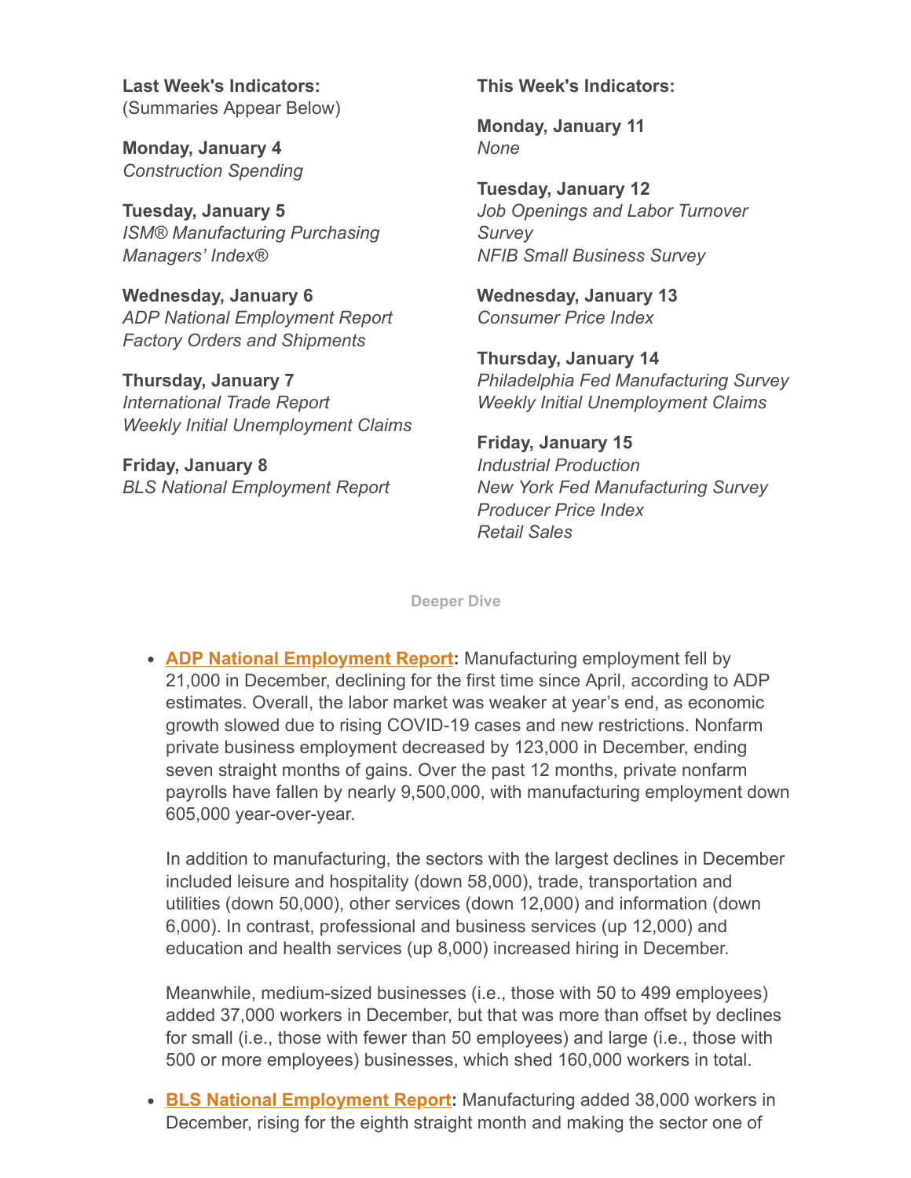**Last Week's Indicators:**
(Summaries Appear Below)

**Monday, January 4**
*Construction Spending*

**Tuesday, January 5**
*ISM® Manufacturing Purchasing Managers' Index®*

**Wednesday, January 6**
*ADP National Employment Report*
*Factory Orders and Shipments*

**Thursday, January 7**
*International Trade Report*
*Weekly Initial Unemployment Claims*

**Friday, January 8**
*BLS National Employment Report*

**This Week's Indicators:**

**Monday, January 11**
*None*

**Tuesday, January 12**
*Job Openings and Labor Turnover Survey*
*NFIB Small Business Survey*

**Wednesday, January 13**
*Consumer Price Index*

**Thursday, January 14**
*Philadelphia Fed Manufacturing Survey*
*Weekly Initial Unemployment Claims*

**Friday, January 15**
*Industrial Production*
*New York Fed Manufacturing Survey*
*Producer Price Index*
*Retail Sales*

## Deeper Dive

- **ADP National Employment Report:** Manufacturing employment fell by 21,000 in December, declining for the first time since April, according to ADP estimates. Overall, the labor market was weaker at year's end, as economic growth slowed due to rising COVID-19 cases and new restrictions. Nonfarm private business employment decreased by 123,000 in December, ending seven straight months of gains. Over the past 12 months, private nonfarm payrolls have fallen by nearly 9,500,000, with manufacturing employment down 605,000 year-over-year.

  In addition to manufacturing, the sectors with the largest declines in December included leisure and hospitality (down 58,000), trade, transportation and utilities (down 50,000), other services (down 12,000) and information (down 6,000). In contrast, professional and business services (up 12,000) and education and health services (up 8,000) increased hiring in December.

  Meanwhile, medium-sized businesses (i.e., those with 50 to 499 employees) added 37,000 workers in December, but that was more than offset by declines for small (i.e., those with fewer than 50 employees) and large (i.e., those with 500 or more employees) businesses, which shed 160,000 workers in total.

- **BLS National Employment Report:** Manufacturing added 38,000 workers in December, rising for the eighth straight month and making the sector one of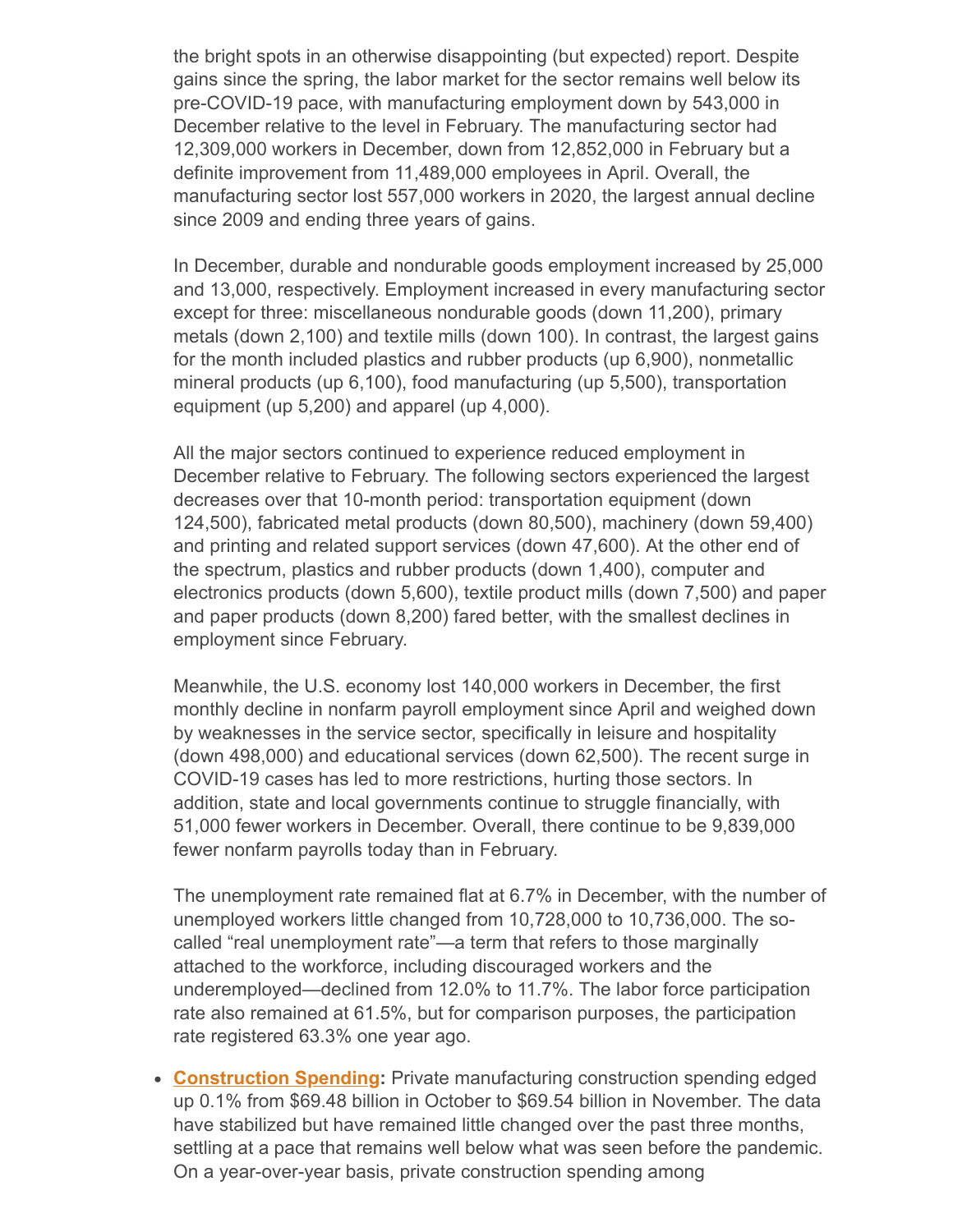the bright spots in an otherwise disappointing (but expected) report. Despite gains since the spring, the labor market for the sector remains well below its pre-COVID-19 pace, with manufacturing employment down by 543,000 in December relative to the level in February. The manufacturing sector had 12,309,000 workers in December, down from 12,852,000 in February but a definite improvement from 11,489,000 employees in April. Overall, the manufacturing sector lost 557,000 workers in 2020, the largest annual decline since 2009 and ending three years of gains.

In December, durable and nondurable goods employment increased by 25,000 and 13,000, respectively. Employment increased in every manufacturing sector except for three: miscellaneous nondurable goods (down 11,200), primary metals (down 2,100) and textile mills (down 100). In contrast, the largest gains for the month included plastics and rubber products (up 6,900), nonmetallic mineral products (up 6,100), food manufacturing (up 5,500), transportation equipment (up 5,200) and apparel (up 4,000).

All the major sectors continued to experience reduced employment in December relative to February. The following sectors experienced the largest decreases over that 10-month period: transportation equipment (down 124,500), fabricated metal products (down 80,500), machinery (down 59,400) and printing and related support services (down 47,600). At the other end of the spectrum, plastics and rubber products (down 1,400), computer and electronics products (down 5,600), textile product mills (down 7,500) and paper and paper products (down 8,200) fared better, with the smallest declines in employment since February.

Meanwhile, the U.S. economy lost 140,000 workers in December, the first monthly decline in nonfarm payroll employment since April and weighed down by weaknesses in the service sector, specifically in leisure and hospitality (down 498,000) and educational services (down 62,500). The recent surge in COVID-19 cases has led to more restrictions, hurting those sectors. In addition, state and local governments continue to struggle financially, with 51,000 fewer workers in December. Overall, there continue to be 9,839,000 fewer nonfarm payrolls today than in February.

The unemployment rate remained flat at 6.7% in December, with the number of unemployed workers little changed from 10,728,000 to 10,736,000. The so-called "real unemployment rate"—a term that refers to those marginally attached to the workforce, including discouraged workers and the underemployed—declined from 12.0% to 11.7%. The labor force participation rate also remained at 61.5%, but for comparison purposes, the participation rate registered 63.3% one year ago.

- **Construction Spending:** Private manufacturing construction spending edged up 0.1% from $69.48 billion in October to $69.54 billion in November. The data have stabilized but have remained little changed over the past three months, settling at a pace that remains well below what was seen before the pandemic. On a year-over-year basis, private construction spending among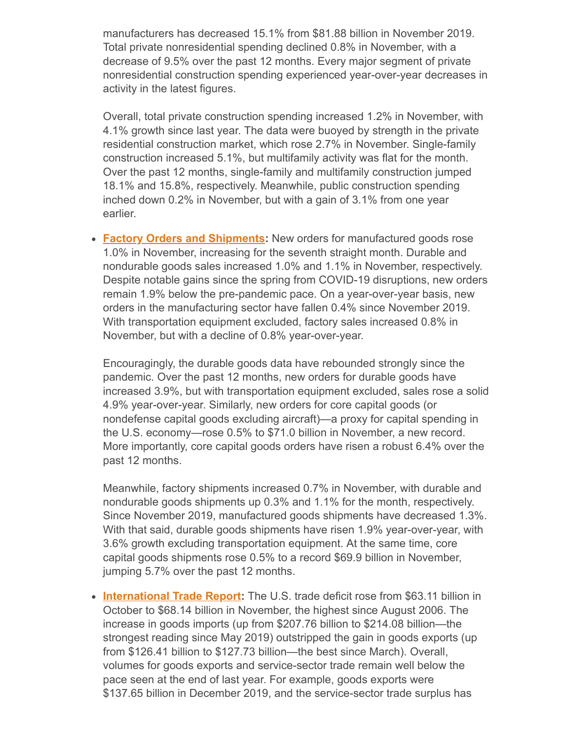manufacturers has decreased 15.1% from $81.88 billion in November 2019. Total private nonresidential spending declined 0.8% in November, with a decrease of 9.5% over the past 12 months. Every major segment of private nonresidential construction spending experienced year-over-year decreases in activity in the latest figures.

Overall, total private construction spending increased 1.2% in November, with 4.1% growth since last year. The data were buoyed by strength in the private residential construction market, which rose 2.7% in November. Single-family construction increased 5.1%, but multifamily activity was flat for the month. Over the past 12 months, single-family and multifamily construction jumped 18.1% and 15.8%, respectively. Meanwhile, public construction spending inched down 0.2% in November, but with a gain of 3.1% from one year earlier.

- **Factory Orders and Shipments:** New orders for manufactured goods rose 1.0% in November, increasing for the seventh straight month. Durable and nondurable goods sales increased 1.0% and 1.1% in November, respectively. Despite notable gains since the spring from COVID-19 disruptions, new orders remain 1.9% below the pre-pandemic pace. On a year-over-year basis, new orders in the manufacturing sector have fallen 0.4% since November 2019. With transportation equipment excluded, factory sales increased 0.8% in November, but with a decline of 0.8% year-over-year.

  Encouragingly, the durable goods data have rebounded strongly since the pandemic. Over the past 12 months, new orders for durable goods have increased 3.9%, but with transportation equipment excluded, sales rose a solid 4.9% year-over-year. Similarly, new orders for core capital goods (or nondefense capital goods excluding aircraft)—a proxy for capital spending in the U.S. economy—rose 0.5% to $71.0 billion in November, a new record. More importantly, core capital goods orders have risen a robust 6.4% over the past 12 months.

  Meanwhile, factory shipments increased 0.7% in November, with durable and nondurable goods shipments up 0.3% and 1.1% for the month, respectively. Since November 2019, manufactured goods shipments have decreased 1.3%. With that said, durable goods shipments have risen 1.9% year-over-year, with 3.6% growth excluding transportation equipment. At the same time, core capital goods shipments rose 0.5% to a record $69.9 billion in November, jumping 5.7% over the past 12 months.

- **International Trade Report:** The U.S. trade deficit rose from $63.11 billion in October to $68.14 billion in November, the highest since August 2006. The increase in goods imports (up from $207.76 billion to $214.08 billion—the strongest reading since May 2019) outstripped the gain in goods exports (up from $126.41 billion to $127.73 billion—the best since March). Overall, volumes for goods exports and service-sector trade remain well below the pace seen at the end of last year. For example, goods exports were $137.65 billion in December 2019, and the service-sector trade surplus has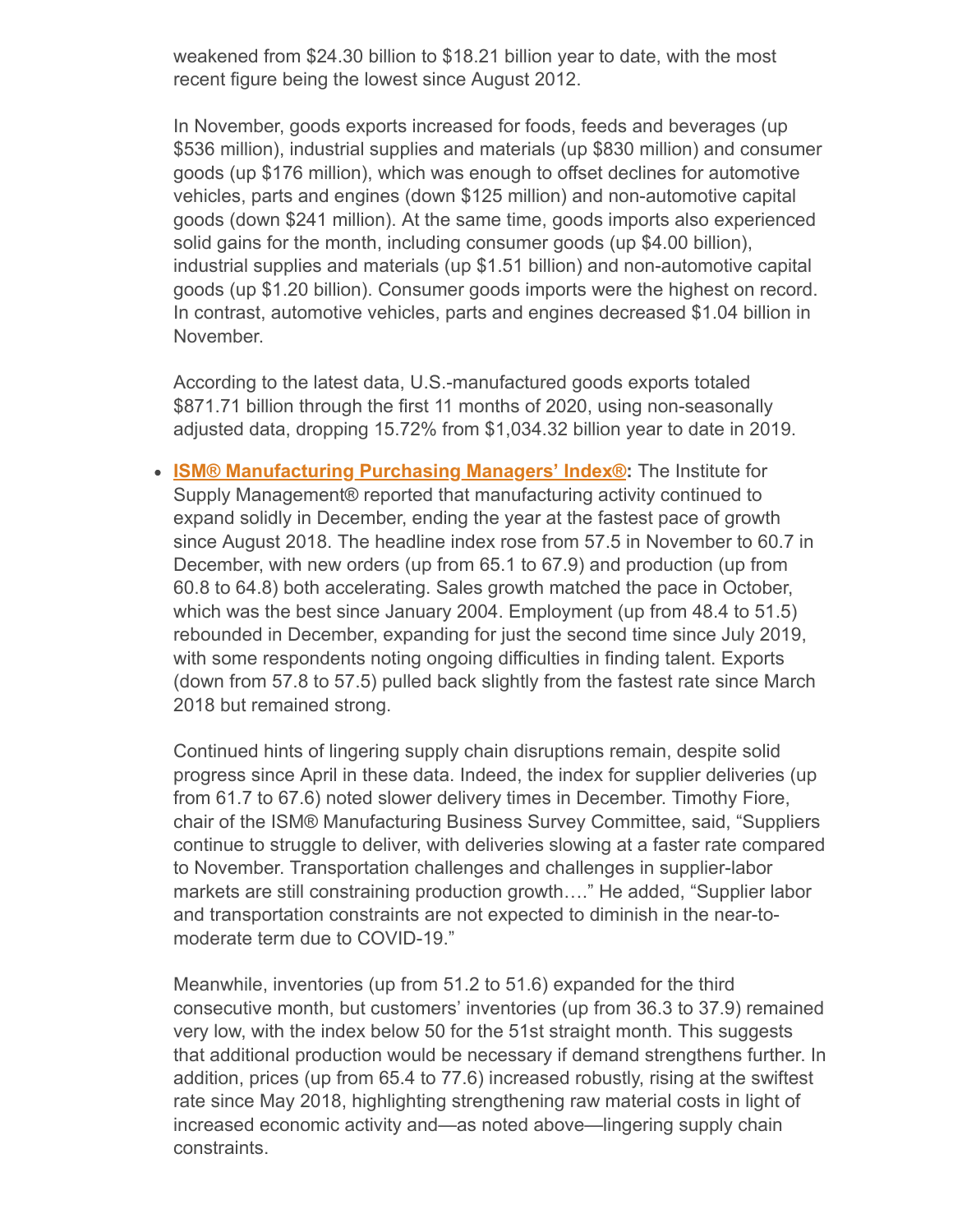weakened from $24.30 billion to $18.21 billion year to date, with the most recent figure being the lowest since August 2012.

In November, goods exports increased for foods, feeds and beverages (up $536 million), industrial supplies and materials (up $830 million) and consumer goods (up $176 million), which was enough to offset declines for automotive vehicles, parts and engines (down $125 million) and non-automotive capital goods (down $241 million). At the same time, goods imports also experienced solid gains for the month, including consumer goods (up $4.00 billion), industrial supplies and materials (up $1.51 billion) and non-automotive capital goods (up $1.20 billion). Consumer goods imports were the highest on record. In contrast, automotive vehicles, parts and engines decreased $1.04 billion in November.

According to the latest data, U.S.-manufactured goods exports totaled $871.71 billion through the first 11 months of 2020, using non-seasonally adjusted data, dropping 15.72% from $1,034.32 billion year to date in 2019.

- **ISM® Manufacturing Purchasing Managers' Index®:** The Institute for Supply Management® reported that manufacturing activity continued to expand solidly in December, ending the year at the fastest pace of growth since August 2018. The headline index rose from 57.5 in November to 60.7 in December, with new orders (up from 65.1 to 67.9) and production (up from 60.8 to 64.8) both accelerating. Sales growth matched the pace in October, which was the best since January 2004. Employment (up from 48.4 to 51.5) rebounded in December, expanding for just the second time since July 2019, with some respondents noting ongoing difficulties in finding talent. Exports (down from 57.8 to 57.5) pulled back slightly from the fastest rate since March 2018 but remained strong.

  Continued hints of lingering supply chain disruptions remain, despite solid progress since April in these data. Indeed, the index for supplier deliveries (up from 61.7 to 67.6) noted slower delivery times in December. Timothy Fiore, chair of the ISM® Manufacturing Business Survey Committee, said, "Suppliers continue to struggle to deliver, with deliveries slowing at a faster rate compared to November. Transportation challenges and challenges in supplier-labor markets are still constraining production growth…." He added, "Supplier labor and transportation constraints are not expected to diminish in the near-to-moderate term due to COVID-19."

  Meanwhile, inventories (up from 51.2 to 51.6) expanded for the third consecutive month, but customers' inventories (up from 36.3 to 37.9) remained very low, with the index below 50 for the 51st straight month. This suggests that additional production would be necessary if demand strengthens further. In addition, prices (up from 65.4 to 77.6) increased robustly, rising at the swiftest rate since May 2018, highlighting strengthening raw material costs in light of increased economic activity and—as noted above—lingering supply chain constraints.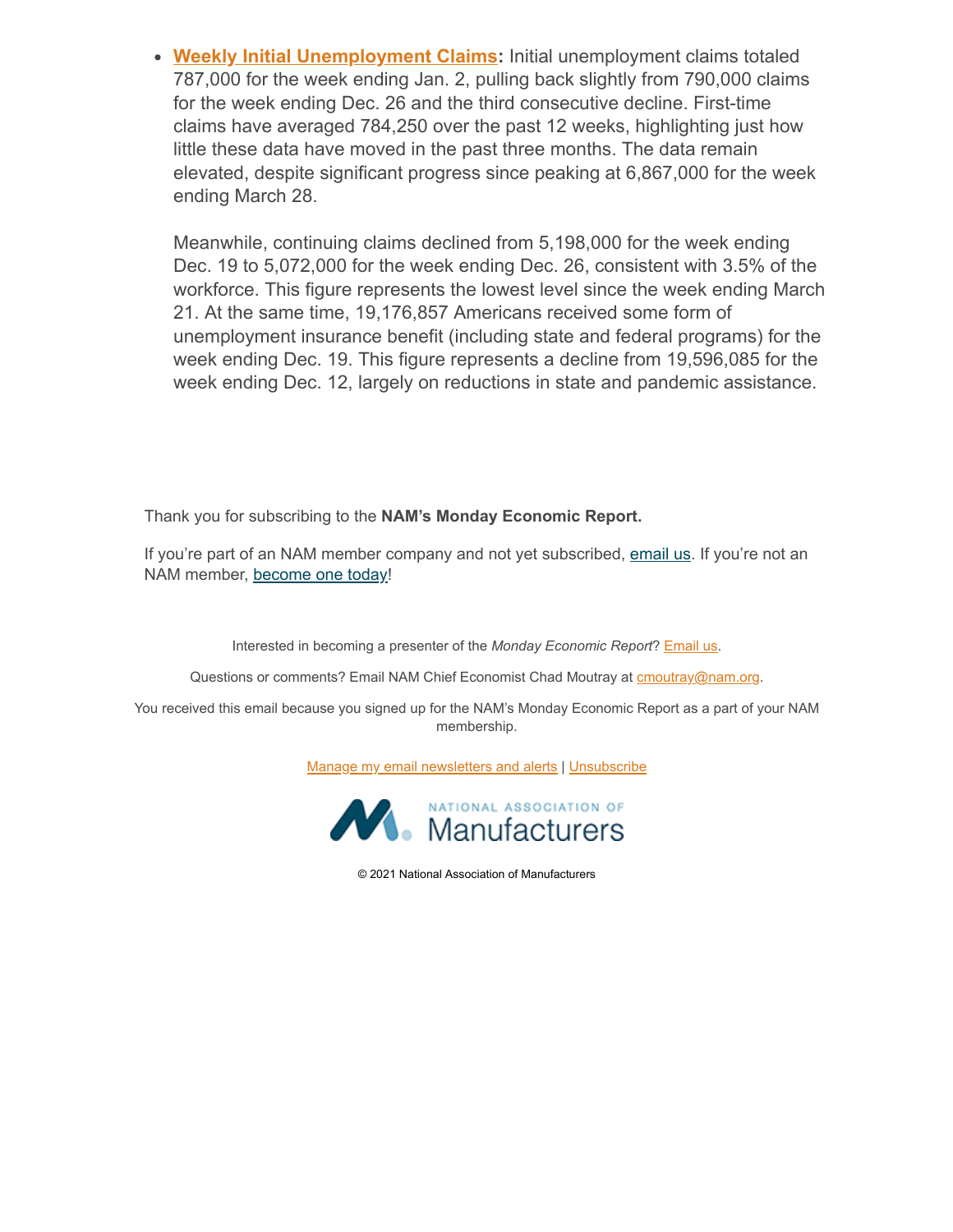- **Weekly Initial Unemployment Claims:** Initial unemployment claims totaled 787,000 for the week ending Jan. 2, pulling back slightly from 790,000 claims for the week ending Dec. 26 and the third consecutive decline. First-time claims have averaged 784,250 over the past 12 weeks, highlighting just how little these data have moved in the past three months. The data remain elevated, despite significant progress since peaking at 6,867,000 for the week ending March 28.

  Meanwhile, continuing claims declined from 5,198,000 for the week ending Dec. 19 to 5,072,000 for the week ending Dec. 26, consistent with 3.5% of the workforce. This figure represents the lowest level since the week ending March 21. At the same time, 19,176,857 Americans received some form of unemployment insurance benefit (including state and federal programs) for the week ending Dec. 19. This figure represents a decline from 19,596,085 for the week ending Dec. 12, largely on reductions in state and pandemic assistance.

Thank you for subscribing to the **NAM's Monday Economic Report.**

If you're part of an NAM member company and not yet subscribed, email us. If you're not an NAM member, become one today!

Interested in becoming a presenter of the *Monday Economic Report*? Email us.

Questions or comments? Email NAM Chief Economist Chad Moutray at cmoutray@nam.org.

You received this email because you signed up for the NAM's Monday Economic Report as a part of your NAM membership.

Manage my email newsletters and alerts | Unsubscribe

NATIONAL ASSOCIATION OF Manufacturers

© 2021 National Association of Manufacturers